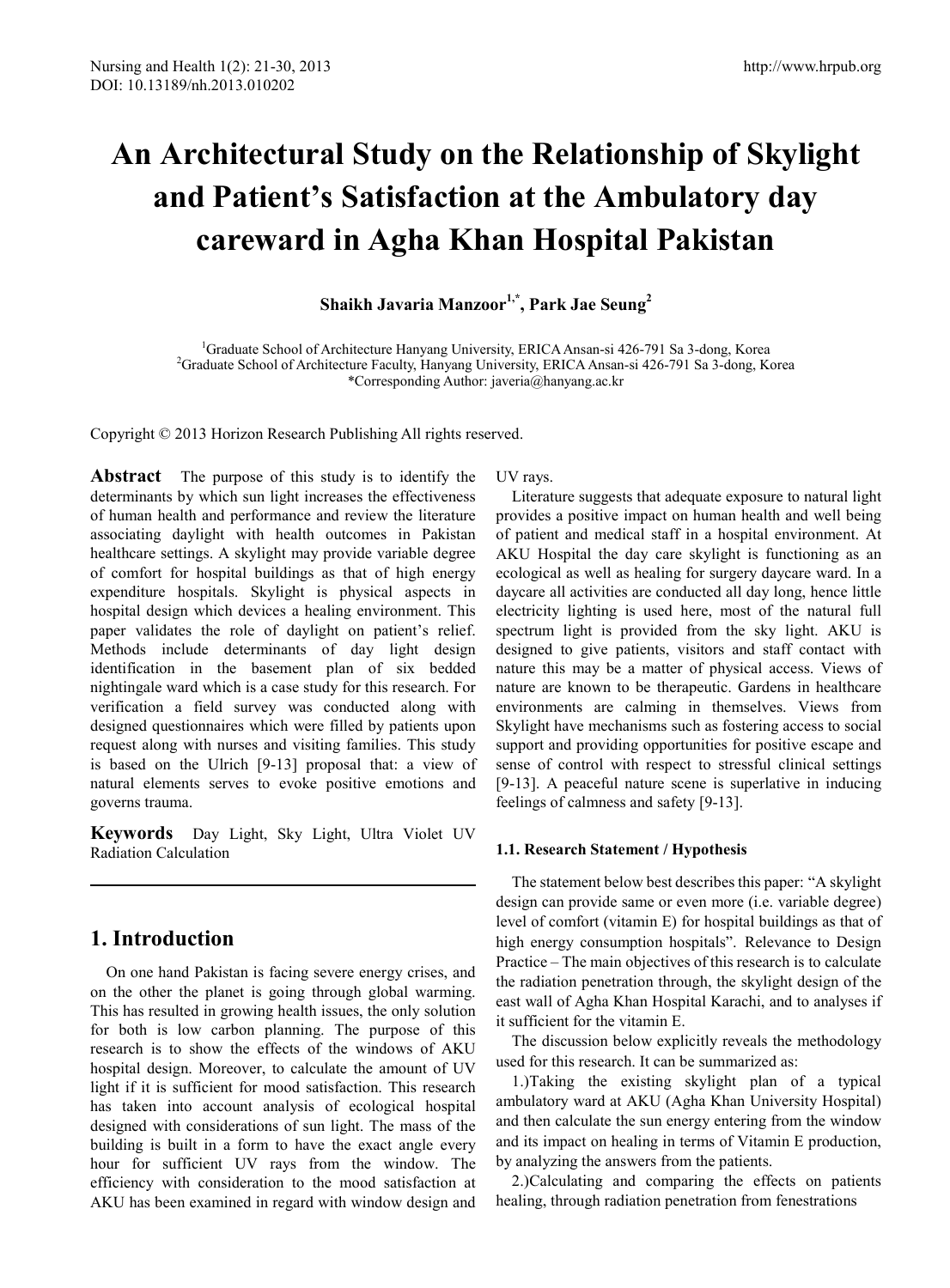# An Architectural Study on the Relationship of Skylight and Patient's Satisfaction at the Ambulatory day careward in Agha Khan Hospital Pakistan

**Shaikh Javaria Manzoor[1,*], Park Jae Seung[2]**

[1]Graduate School of Architecture Hanyang University, ERICA Ansan-si 426-791 Sa 3-dong, Korea
[2]Graduate School of Architecture Faculty, Hanyang University, ERICA Ansan-si 426-791 Sa 3-dong, Korea
*Corresponding Author: javeria@hanyang.ac.kr

Copyright © 2013 Horizon Research Publishing All rights reserved.

**Abstract** The purpose of this study is to identify the determinants by which sun light increases the effectiveness of human health and performance and review the literature associating daylight with health outcomes in Pakistan healthcare settings. A skylight may provide variable degree of comfort for hospital buildings as that of high energy expenditure hospitals. Skylight is physical aspects in hospital design which devices a healing environment. This paper validates the role of daylight on patient's relief. Methods include determinants of day light design identification in the basement plan of six bedded nightingale ward which is a case study for this research. For verification a field survey was conducted along with designed questionnaires which were filled by patients upon request along with nurses and visiting families. This study is based on the Ulrich [9-13] proposal that: a view of natural elements serves to evoke positive emotions and governs trauma.

**Keywords** Day Light, Sky Light, Ultra Violet UV Radiation Calculation

## 1. Introduction

On one hand Pakistan is facing severe energy crises, and on the other the planet is going through global warming. This has resulted in growing health issues, the only solution for both is low carbon planning. The purpose of this research is to show the effects of the windows of AKU hospital design. Moreover, to calculate the amount of UV light if it is sufficient for mood satisfaction. This research has taken into account analysis of ecological hospital designed with considerations of sun light. The mass of the building is built in a form to have the exact angle every hour for sufficient UV rays from the window. The efficiency with consideration to the mood satisfaction at AKU has been examined in regard with window design and UV rays.

Literature suggests that adequate exposure to natural light provides a positive impact on human health and well being of patient and medical staff in a hospital environment. At AKU Hospital the day care skylight is functioning as an ecological as well as healing for surgery daycare ward. In a daycare all activities are conducted all day long, hence little electricity lighting is used here, most of the natural full spectrum light is provided from the sky light. AKU is designed to give patients, visitors and staff contact with nature this may be a matter of physical access. Views of nature are known to be therapeutic. Gardens in healthcare environments are calming in themselves. Views from Skylight have mechanisms such as fostering access to social support and providing opportunities for positive escape and sense of control with respect to stressful clinical settings [9-13]. A peaceful nature scene is superlative in inducing feelings of calmness and safety [9-13].

### 1.1. Research Statement / Hypothesis

The statement below best describes this paper: "A skylight design can provide same or even more (i.e. variable degree) level of comfort (vitamin E) for hospital buildings as that of high energy consumption hospitals". Relevance to Design Practice – The main objectives of this research is to calculate the radiation penetration through, the skylight design of the east wall of Agha Khan Hospital Karachi, and to analyses if it sufficient for the vitamin E.

The discussion below explicitly reveals the methodology used for this research. It can be summarized as:

1.)Taking the existing skylight plan of a typical ambulatory ward at AKU (Agha Khan University Hospital) and then calculate the sun energy entering from the window and its impact on healing in terms of Vitamin E production, by analyzing the answers from the patients.

2.)Calculating and comparing the effects on patients healing, through radiation penetration from fenestrations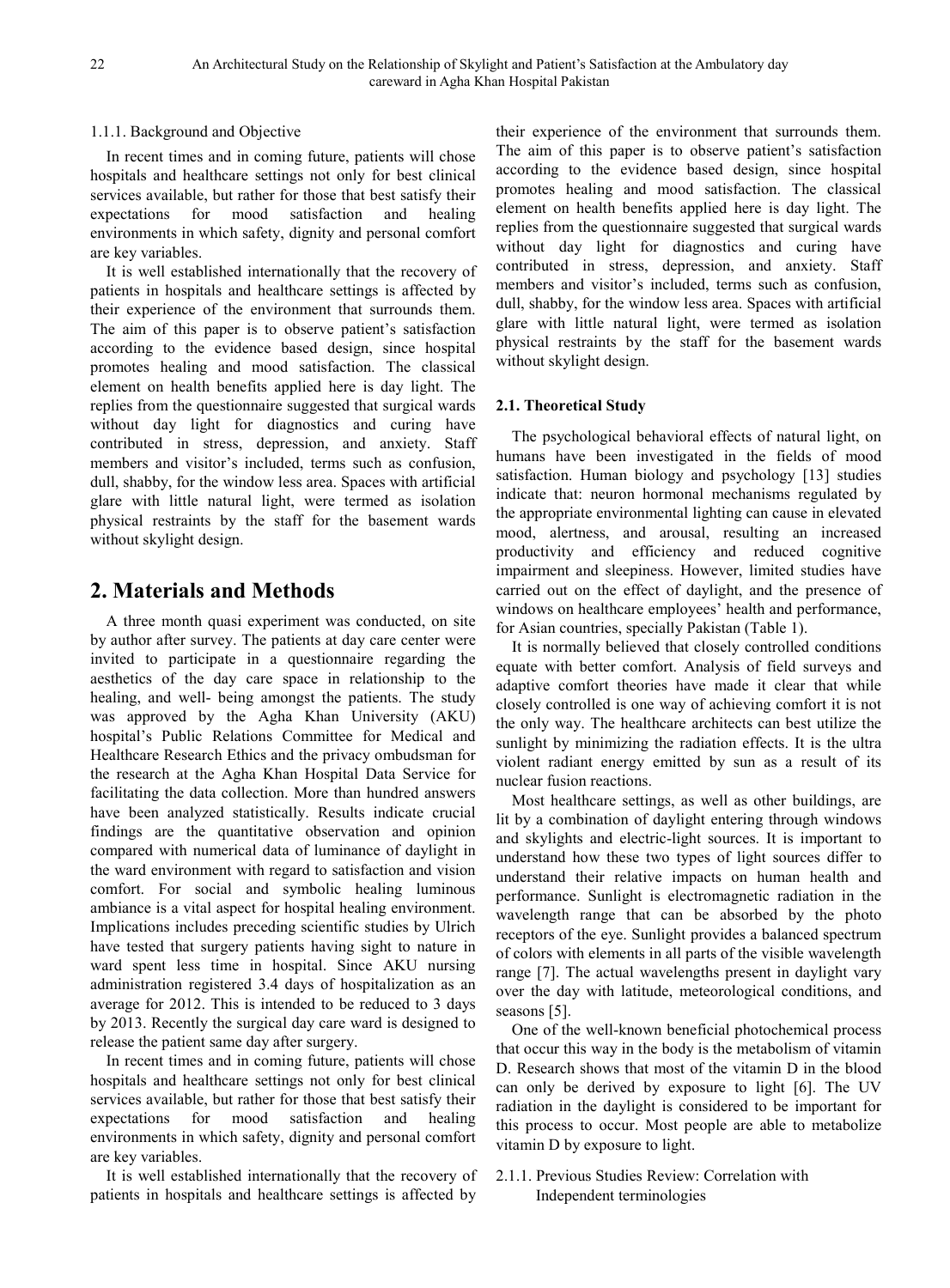#### 1.1.1. Background and Objective

In recent times and in coming future, patients will chose hospitals and healthcare settings not only for best clinical services available, but rather for those that best satisfy their expectations for mood satisfaction and healing environments in which safety, dignity and personal comfort are key variables.

It is well established internationally that the recovery of patients in hospitals and healthcare settings is affected by their experience of the environment that surrounds them. The aim of this paper is to observe patient's satisfaction according to the evidence based design, since hospital promotes healing and mood satisfaction. The classical element on health benefits applied here is day light. The replies from the questionnaire suggested that surgical wards without day light for diagnostics and curing have contributed in stress, depression, and anxiety. Staff members and visitor's included, terms such as confusion, dull, shabby, for the window less area. Spaces with artificial glare with little natural light, were termed as isolation physical restraints by the staff for the basement wards without skylight design.

## 2. Materials and Methods

A three month quasi experiment was conducted, on site by author after survey. The patients at day care center were invited to participate in a questionnaire regarding the aesthetics of the day care space in relationship to the healing, and well- being amongst the patients. The study was approved by the Agha Khan University (AKU) hospital's Public Relations Committee for Medical and Healthcare Research Ethics and the privacy ombudsman for the research at the Agha Khan Hospital Data Service for facilitating the data collection. More than hundred answers have been analyzed statistically. Results indicate crucial findings are the quantitative observation and opinion compared with numerical data of luminance of daylight in the ward environment with regard to satisfaction and vision comfort. For social and symbolic healing luminous ambiance is a vital aspect for hospital healing environment. Implications includes preceding scientific studies by Ulrich have tested that surgery patients having sight to nature in ward spent less time in hospital. Since AKU nursing administration registered 3.4 days of hospitalization as an average for 2012. This is intended to be reduced to 3 days by 2013. Recently the surgical day care ward is designed to release the patient same day after surgery.

In recent times and in coming future, patients will chose hospitals and healthcare settings not only for best clinical services available, but rather for those that best satisfy their expectations for mood satisfaction and healing environments in which safety, dignity and personal comfort are key variables.

It is well established internationally that the recovery of patients in hospitals and healthcare settings is affected by their experience of the environment that surrounds them. The aim of this paper is to observe patient's satisfaction according to the evidence based design, since hospital promotes healing and mood satisfaction. The classical element on health benefits applied here is day light. The replies from the questionnaire suggested that surgical wards without day light for diagnostics and curing have contributed in stress, depression, and anxiety. Staff members and visitor's included, terms such as confusion, dull, shabby, for the window less area. Spaces with artificial glare with little natural light, were termed as isolation physical restraints by the staff for the basement wards without skylight design.

### 2.1. Theoretical Study

The psychological behavioral effects of natural light, on humans have been investigated in the fields of mood satisfaction. Human biology and psychology [13] studies indicate that: neuron hormonal mechanisms regulated by the appropriate environmental lighting can cause in elevated mood, alertness, and arousal, resulting an increased productivity and efficiency and reduced cognitive impairment and sleepiness. However, limited studies have carried out on the effect of daylight, and the presence of windows on healthcare employees' health and performance, for Asian countries, specially Pakistan (Table 1).

It is normally believed that closely controlled conditions equate with better comfort. Analysis of field surveys and adaptive comfort theories have made it clear that while closely controlled is one way of achieving comfort it is not the only way. The healthcare architects can best utilize the sunlight by minimizing the radiation effects. It is the ultra violent radiant energy emitted by sun as a result of its nuclear fusion reactions.

Most healthcare settings, as well as other buildings, are lit by a combination of daylight entering through windows and skylights and electric-light sources. It is important to understand how these two types of light sources differ to understand their relative impacts on human health and performance. Sunlight is electromagnetic radiation in the wavelength range that can be absorbed by the photo receptors of the eye. Sunlight provides a balanced spectrum of colors with elements in all parts of the visible wavelength range [7]. The actual wavelengths present in daylight vary over the day with latitude, meteorological conditions, and seasons [5].

One of the well-known beneficial photochemical process that occur this way in the body is the metabolism of vitamin D. Research shows that most of the vitamin D in the blood can only be derived by exposure to light [6]. The UV radiation in the daylight is considered to be important for this process to occur. Most people are able to metabolize vitamin D by exposure to light.

#### 2.1.1. Previous Studies Review: Correlation with Independent terminologies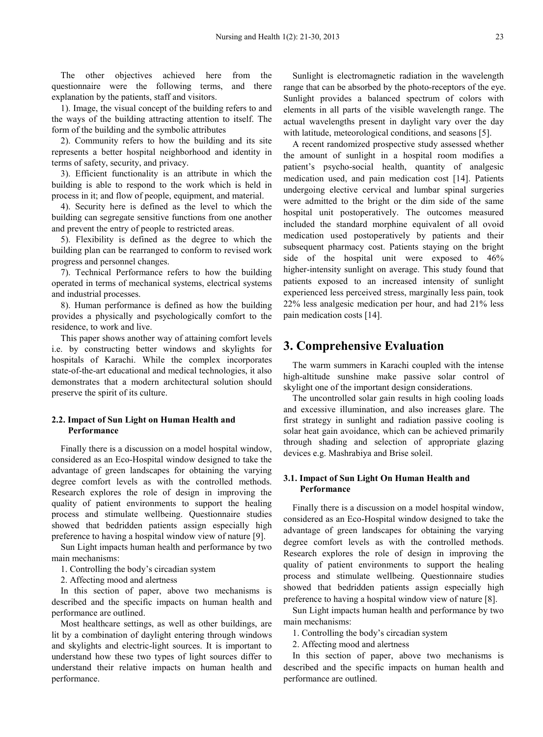The other objectives achieved here from the questionnaire were the following terms, and there explanation by the patients, staff and visitors.

1). Image, the visual concept of the building refers to and the ways of the building attracting attention to itself. The form of the building and the symbolic attributes

2). Community refers to how the building and its site represents a better hospital neighborhood and identity in terms of safety, security, and privacy.

3). Efficient functionality is an attribute in which the building is able to respond to the work which is held in process in it; and flow of people, equipment, and material.

4). Security here is defined as the level to which the building can segregate sensitive functions from one another and prevent the entry of people to restricted areas.

5). Flexibility is defined as the degree to which the building plan can be rearranged to conform to revised work progress and personnel changes.

7). Technical Performance refers to how the building operated in terms of mechanical systems, electrical systems and industrial processes.

8). Human performance is defined as how the building provides a physically and psychologically comfort to the residence, to work and live.

This paper shows another way of attaining comfort levels i.e. by constructing better windows and skylights for hospitals of Karachi. While the complex incorporates state-of-the-art educational and medical technologies, it also demonstrates that a modern architectural solution should preserve the spirit of its culture.

### 2.2. Impact of Sun Light on Human Health and Performance

Finally there is a discussion on a model hospital window, considered as an Eco-Hospital window designed to take the advantage of green landscapes for obtaining the varying degree comfort levels as with the controlled methods. Research explores the role of design in improving the quality of patient environments to support the healing process and stimulate wellbeing. Questionnaire studies showed that bedridden patients assign especially high preference to having a hospital window view of nature [9].

Sun Light impacts human health and performance by two main mechanisms:

1. Controlling the body's circadian system
2. Affecting mood and alertness

In this section of paper, above two mechanisms is described and the specific impacts on human health and performance are outlined.

Most healthcare settings, as well as other buildings, are lit by a combination of daylight entering through windows and skylights and electric-light sources. It is important to understand how these two types of light sources differ to understand their relative impacts on human health and performance.

Sunlight is electromagnetic radiation in the wavelength range that can be absorbed by the photo-receptors of the eye. Sunlight provides a balanced spectrum of colors with elements in all parts of the visible wavelength range. The actual wavelengths present in daylight vary over the day with latitude, meteorological conditions, and seasons [5].

A recent randomized prospective study assessed whether the amount of sunlight in a hospital room modifies a patient's psycho-social health, quantity of analgesic medication used, and pain medication cost [14]. Patients undergoing elective cervical and lumbar spinal surgeries were admitted to the bright or the dim side of the same hospital unit postoperatively. The outcomes measured included the standard morphine equivalent of all ovoid medication used postoperatively by patients and their subsequent pharmacy cost. Patients staying on the bright side of the hospital unit were exposed to 46% higher-intensity sunlight on average. This study found that patients exposed to an increased intensity of sunlight experienced less perceived stress, marginally less pain, took 22% less analgesic medication per hour, and had 21% less pain medication costs [14].

## 3. Comprehensive Evaluation

The warm summers in Karachi coupled with the intense high-altitude sunshine make passive solar control of skylight one of the important design considerations.

The uncontrolled solar gain results in high cooling loads and excessive illumination, and also increases glare. The first strategy in sunlight and radiation passive cooling is solar heat gain avoidance, which can be achieved primarily through shading and selection of appropriate glazing devices e.g. Mashrabiya and Brise soleil.

### 3.1. Impact of Sun Light On Human Health and Performance

Finally there is a discussion on a model hospital window, considered as an Eco-Hospital window designed to take the advantage of green landscapes for obtaining the varying degree comfort levels as with the controlled methods. Research explores the role of design in improving the quality of patient environments to support the healing process and stimulate wellbeing. Questionnaire studies showed that bedridden patients assign especially high preference to having a hospital window view of nature [8].

Sun Light impacts human health and performance by two main mechanisms:

1. Controlling the body's circadian system
2. Affecting mood and alertness

In this section of paper, above two mechanisms is described and the specific impacts on human health and performance are outlined.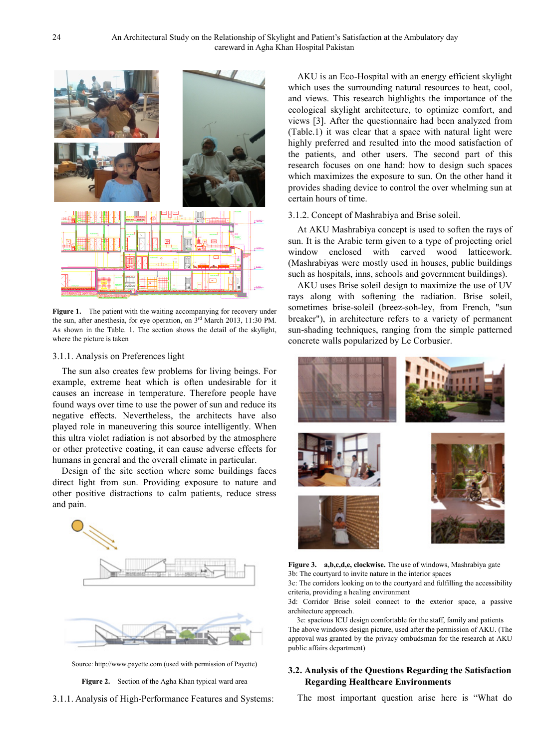**Figure 1.** The patient with the waiting accompanying for recovery under the sun, after anesthesia, for eye operation, on 3rd March 2013, 11:30 PM. As shown in the Table. 1. The section shows the detail of the skylight, where the picture is taken

3.1.1. Analysis on Preferences light

The sun also creates few problems for living beings. For example, extreme heat which is often undesirable for it causes an increase in temperature. Therefore people have found ways over time to use the power of sun and reduce its negative effects. Nevertheless, the architects have also played role in maneuvering this source intelligently. When this ultra violet radiation is not absorbed by the atmosphere or other protective coating, it can cause adverse effects for humans in general and the overall climate in particular.

Design of the site section where some buildings faces direct light from sun. Providing exposure to nature and other positive distractions to calm patients, reduce stress and pain.

Source: http://www.payette.com (used with permission of Payette)

**Figure 2.** Section of the Agha Khan typical ward area

3.1.1. Analysis of High-Performance Features and Systems:

AKU is an Eco-Hospital with an energy efficient skylight which uses the surrounding natural resources to heat, cool, and views. This research highlights the importance of the ecological skylight architecture, to optimize comfort, and views [3]. After the questionnaire had been analyzed from (Table.1) it was clear that a space with natural light were highly preferred and resulted into the mood satisfaction of the patients, and other users. The second part of this research focuses on one hand: how to design such spaces which maximizes the exposure to sun. On the other hand it provides shading device to control the over whelming sun at certain hours of time.

3.1.2. Concept of Mashrabiya and Brise soleil.

At AKU Mashrabiya concept is used to soften the rays of sun. It is the Arabic term given to a type of projecting oriel window enclosed with carved wood latticework. (Mashrabiyas were mostly used in houses, public buildings such as hospitals, inns, schools and government buildings).

AKU uses Brise soleil design to maximize the use of UV rays along with softening the radiation. Brise soleil, sometimes brise-soleil (breez-soh-ley, from French, "sun breaker"), in architecture refers to a variety of permanent sun-shading techniques, ranging from the simple patterned concrete walls popularized by Le Corbusier.

**Figure 3. a,b,c,d,e, clockwise.** The use of windows, Mashrabiya gate
3b: The courtyard to invite nature in the interior spaces
3c: The corridors looking on to the courtyard and fulfilling the accessibility criteria, providing a healing environment
3d: Corridor Brise soleil connect to the exterior space, a passive architecture approach.
3e: spacious ICU design comfortable for the staff, family and patients
The above windows design picture, used after the permission of AKU. (The approval was granted by the privacy ombudsman for the research at AKU public affairs department)

### 3.2. Analysis of the Questions Regarding the Satisfaction Regarding Healthcare Environments

The most important question arise here is "What do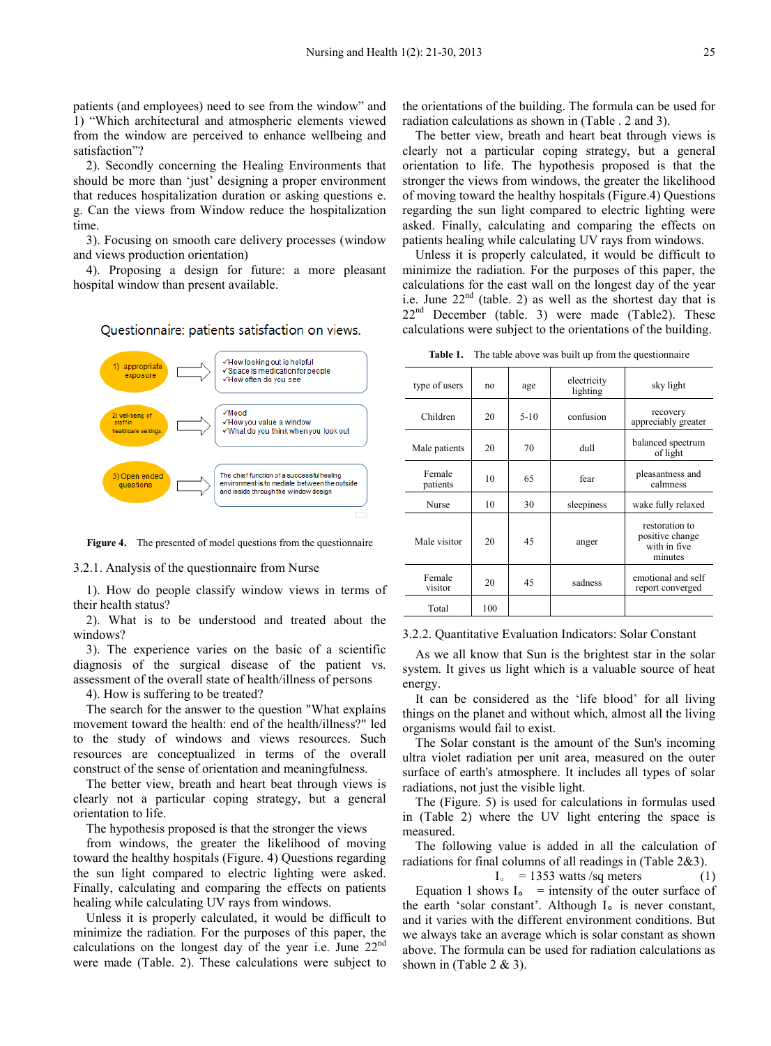patients (and employees) need to see from the window" and 1) "Which architectural and atmospheric elements viewed from the window are perceived to enhance wellbeing and satisfaction"?

2). Secondly concerning the Healing Environments that should be more than 'just' designing a proper environment that reduces hospitalization duration or asking questions e. g. Can the views from Window reduce the hospitalization time.

3). Focusing on smooth care delivery processes (window and views production orientation)

4). Proposing a design for future: a more pleasant hospital window than present available.

Questionnaire: patients satisfaction on views.

1) appropriate exposure → ✓How looking out is helpful ✓Space is medication for people ✓How often do you see

2) well-being of staff in healthcare settings. → ✓Mood ✓How you value a window ✓What do you think when you look out

3) Open ended questions → The chief function of a successful healing environment is to mediate between the outside and inside through the window design

**Figure 4.** The presented of model questions from the questionnaire

### 3.2.1. Analysis of the questionnaire from Nurse

1). How do people classify window views in terms of their health status?

2). What is to be understood and treated about the windows?

3). The experience varies on the basic of a scientific diagnosis of the surgical disease of the patient vs. assessment of the overall state of health/illness of persons

4). How is suffering to be treated?

The search for the answer to the question "What explains movement toward the health: end of the health/illness?" led to the study of windows and views resources. Such resources are conceptualized in terms of the overall construct of the sense of orientation and meaningfulness.

The better view, breath and heart beat through views is clearly not a particular coping strategy, but a general orientation to life.

The hypothesis proposed is that the stronger the views from windows, the greater the likelihood of moving toward the healthy hospitals (Figure. 4) Questions regarding the sun light compared to electric lighting were asked. Finally, calculating and comparing the effects on patients healing while calculating UV rays from windows.

Unless it is properly calculated, it would be difficult to minimize the radiation. For the purposes of this paper, the calculations on the longest day of the year i.e. June 22nd were made (Table. 2). These calculations were subject to the orientations of the building. The formula can be used for radiation calculations as shown in (Table . 2 and 3).

The better view, breath and heart beat through views is clearly not a particular coping strategy, but a general orientation to life. The hypothesis proposed is that the stronger the views from windows, the greater the likelihood of moving toward the healthy hospitals (Figure.4) Questions regarding the sun light compared to electric lighting were asked. Finally, calculating and comparing the effects on patients healing while calculating UV rays from windows.

Unless it is properly calculated, it would be difficult to minimize the radiation. For the purposes of this paper, the calculations for the east wall on the longest day of the year i.e. June 22nd (table. 2) as well as the shortest day that is 22nd December (table. 3) were made (Table2). These calculations were subject to the orientations of the building.

**Table 1.** The table above was built up from the questionnaire

| type of users | no | age | electricity lighting | sky light |
|---|---|---|---|---|
| Children | 20 | 5-10 | confusion | recovery appreciably greater |
| Male patients | 20 | 70 | dull | balanced spectrum of light |
| Female patients | 10 | 65 | fear | pleasantness and calmness |
| Nurse | 10 | 30 | sleepiness | wake fully relaxed |
| Male visitor | 20 | 45 | anger | restoration to positive change with in five minutes |
| Female visitor | 20 | 45 | sadness | emotional and self report converged |
| Total | 100 | | | |

### 3.2.2. Quantitative Evaluation Indicators: Solar Constant

As we all know that Sun is the brightest star in the solar system. It gives us light which is a valuable source of heat energy.

It can be considered as the 'life blood' for all living things on the planet and without which, almost all the living organisms would fail to exist.

The Solar constant is the amount of the Sun's incoming ultra violet radiation per unit area, measured on the outer surface of earth's atmosphere. It includes all types of solar radiations, not just the visible light.

The (Figure. 5) is used for calculations in formulas used in (Table 2) where the UV light entering the space is measured.

The following value is added in all the calculation of radiations for final columns of all readings in (Table 2&3).

$$I_{\circ} = 1353 \text{ watts /sq meters} \quad (1)$$

Equation 1 shows $I_{\circ}$ = intensity of the outer surface of the earth 'solar constant'. Although $I_{\circ}$ is never constant, and it varies with the different environment conditions. But we always take an average which is solar constant as shown above. The formula can be used for radiation calculations as shown in (Table 2 & 3).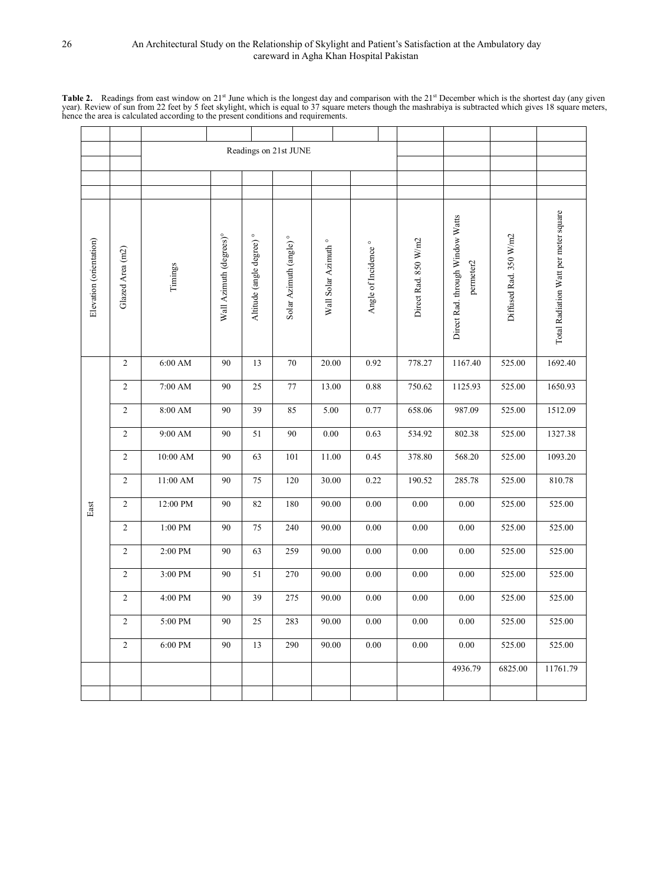**Table 2.** Readings from east window on 21[st] June which is the longest day and comparison with the 21[st] December which is the shortest day (any given year). Review of sun from 22 feet by 5 feet skylight, which is equal to 37 square meters though the mashrabiya is subtracted which gives 18 square meters, hence the area is calculated according to the present conditions and requirements.

| | | Readings on 21st JUNE | | | | | | | | | |
|---|---|---|---|---|---|---|---|---|---|---|---|
| Elevation (orientation) | Glazed Area (m2) | Timings | Wall Azimuth (degrees)° | Altitude (angle degree) ° | Solar Azimuth (angle) ° | Wall Solar Azimuth ° | Angle of Incidence ° | Direct Rad. 850 W/m2 | Direct Rad. through Window Watts permeter2 | Diffused Rad. 350 W/m2 | Total Radiation Watt per meter square |
| East | 2 | 6:00 AM | 90 | 13 | 70 | 20.00 | 0.92 | 778.27 | 1167.40 | 525.00 | 1692.40 |
| | 2 | 7:00 AM | 90 | 25 | 77 | 13.00 | 0.88 | 750.62 | 1125.93 | 525.00 | 1650.93 |
| | 2 | 8:00 AM | 90 | 39 | 85 | 5.00 | 0.77 | 658.06 | 987.09 | 525.00 | 1512.09 |
| | 2 | 9:00 AM | 90 | 51 | 90 | 0.00 | 0.63 | 534.92 | 802.38 | 525.00 | 1327.38 |
| | 2 | 10:00 AM | 90 | 63 | 101 | 11.00 | 0.45 | 378.80 | 568.20 | 525.00 | 1093.20 |
| | 2 | 11:00 AM | 90 | 75 | 120 | 30.00 | 0.22 | 190.52 | 285.78 | 525.00 | 810.78 |
| | 2 | 12:00 PM | 90 | 82 | 180 | 90.00 | 0.00 | 0.00 | 0.00 | 525.00 | 525.00 |
| | 2 | 1:00 PM | 90 | 75 | 240 | 90.00 | 0.00 | 0.00 | 0.00 | 525.00 | 525.00 |
| | 2 | 2:00 PM | 90 | 63 | 259 | 90.00 | 0.00 | 0.00 | 0.00 | 525.00 | 525.00 |
| | 2 | 3:00 PM | 90 | 51 | 270 | 90.00 | 0.00 | 0.00 | 0.00 | 525.00 | 525.00 |
| | 2 | 4:00 PM | 90 | 39 | 275 | 90.00 | 0.00 | 0.00 | 0.00 | 525.00 | 525.00 |
| | 2 | 5:00 PM | 90 | 25 | 283 | 90.00 | 0.00 | 0.00 | 0.00 | 525.00 | 525.00 |
| | 2 | 6:00 PM | 90 | 13 | 290 | 90.00 | 0.00 | 0.00 | 0.00 | 525.00 | 525.00 |
| | | | | | | | | | 4936.79 | 6825.00 | 11761.79 |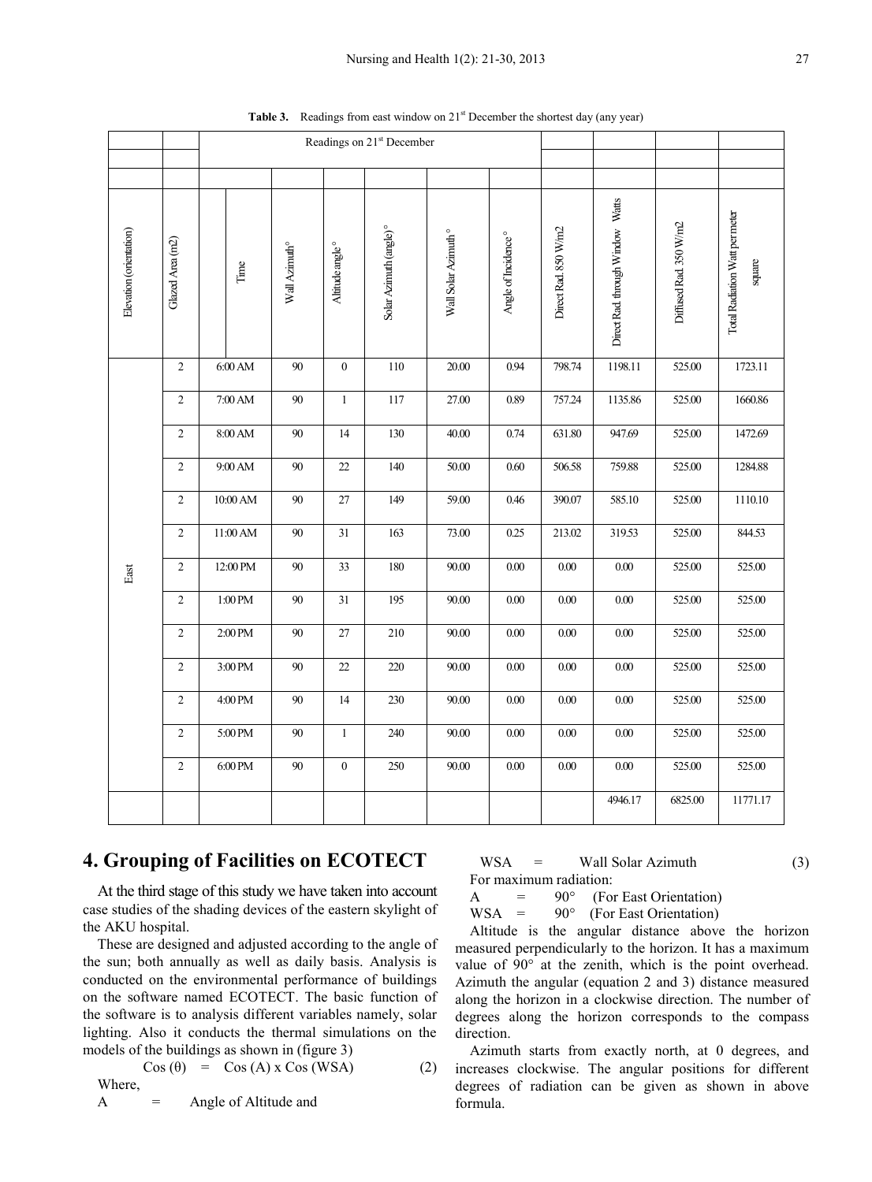**Table 3.** Readings from east window on 21st December the shortest day (any year)

| | | Readings on 21st December | | | | | | | | | |
|---|---|---|---|---|---|---|---|---|---|---|---|
| Elevation (orientation) | Glazed Area (m2) | Time | Wall Azimuth° | Altitude angle° | Solar Azimuth (angle)° | Wall Solar Azimuth° | Angle of Incidence° | Direct Rad. 850 W/m2 | Direct Rad. through Window Watts | Diffused Rad. 350 W/m2 | Total Radiation Watt per meter square |
| East | 2 | 6:00 AM | 90 | 0 | 110 | 20.00 | 0.94 | 798.74 | 1198.11 | 525.00 | 1723.11 |
| | 2 | 7:00 AM | 90 | 1 | 117 | 27.00 | 0.89 | 757.24 | 1135.86 | 525.00 | 1660.86 |
| | 2 | 8:00 AM | 90 | 14 | 130 | 40.00 | 0.74 | 631.80 | 947.69 | 525.00 | 1472.69 |
| | 2 | 9:00 AM | 90 | 22 | 140 | 50.00 | 0.60 | 506.58 | 759.88 | 525.00 | 1284.88 |
| | 2 | 10:00 AM | 90 | 27 | 149 | 59.00 | 0.46 | 390.07 | 585.10 | 525.00 | 1110.10 |
| | 2 | 11:00 AM | 90 | 31 | 163 | 73.00 | 0.25 | 213.02 | 319.53 | 525.00 | 844.53 |
| | 2 | 12:00 PM | 90 | 33 | 180 | 90.00 | 0.00 | 0.00 | 0.00 | 525.00 | 525.00 |
| | 2 | 1:00 PM | 90 | 31 | 195 | 90.00 | 0.00 | 0.00 | 0.00 | 525.00 | 525.00 |
| | 2 | 2:00 PM | 90 | 27 | 210 | 90.00 | 0.00 | 0.00 | 0.00 | 525.00 | 525.00 |
| | 2 | 3:00 PM | 90 | 22 | 220 | 90.00 | 0.00 | 0.00 | 0.00 | 525.00 | 525.00 |
| | 2 | 4:00 PM | 90 | 14 | 230 | 90.00 | 0.00 | 0.00 | 0.00 | 525.00 | 525.00 |
| | 2 | 5:00 PM | 90 | 1 | 240 | 90.00 | 0.00 | 0.00 | 0.00 | 525.00 | 525.00 |
| | 2 | 6:00 PM | 90 | 0 | 250 | 90.00 | 0.00 | 0.00 | 0.00 | 525.00 | 525.00 |
| | | | | | | | | | 4946.17 | 6825.00 | 11771.17 |

## 4. Grouping of Facilities on ECOTECT

At the third stage of this study we have taken into account case studies of the shading devices of the eastern skylight of the AKU hospital.

These are designed and adjusted according to the angle of the sun; both annually as well as daily basis. Analysis is conducted on the environmental performance of buildings on the software named ECOTECT. The basic function of the software is to analysis different variables namely, solar lighting. Also it conducts the thermal simulations on the models of the buildings as shown in (figure 3)

$$\text{Cos}(\theta) = \text{Cos}(A) \times \text{Cos}(WSA) \quad (2)$$

Where,

A = Angle of Altitude and

WSA = Wall Solar Azimuth (3)

For maximum radiation:

A = 90° (For East Orientation)

WSA = 90° (For East Orientation)

Altitude is the angular distance above the horizon measured perpendicularly to the horizon. It has a maximum value of 90° at the zenith, which is the point overhead. Azimuth the angular (equation 2 and 3) distance measured along the horizon in a clockwise direction. The number of degrees along the horizon corresponds to the compass direction.

Azimuth starts from exactly north, at 0 degrees, and increases clockwise. The angular positions for different degrees of radiation can be given as shown in above formula.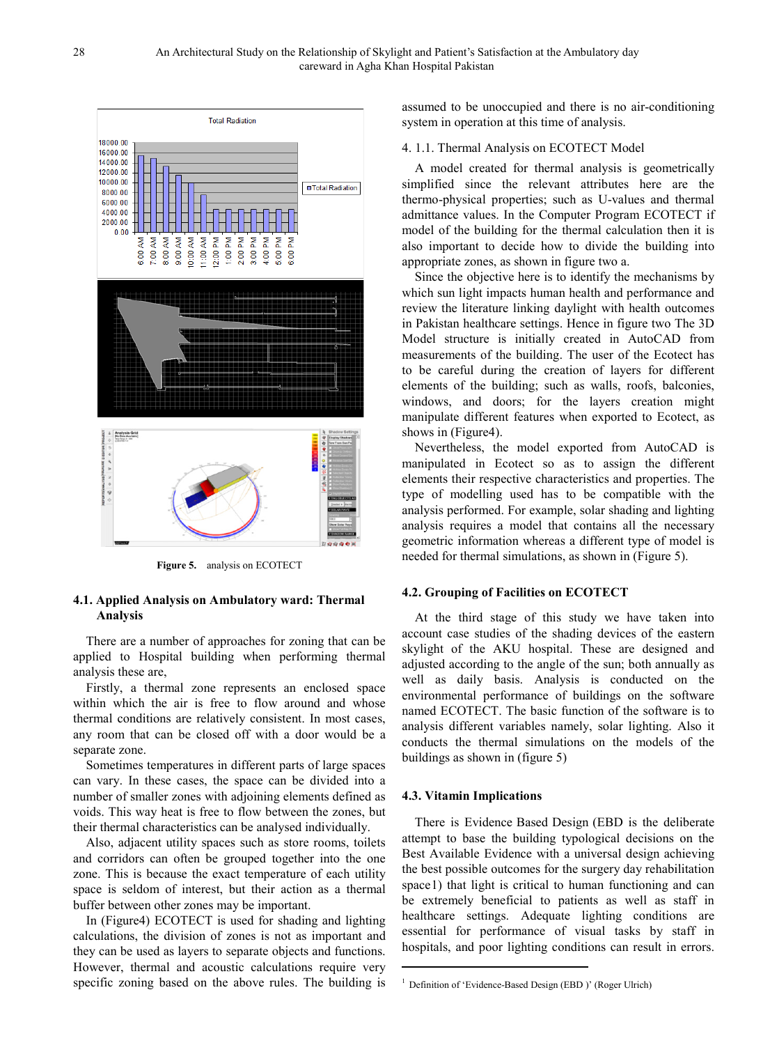Figure 5. analysis on ECOTECT

## 4.1. Applied Analysis on Ambulatory ward: Thermal Analysis

There are a number of approaches for zoning that can be applied to Hospital building when performing thermal analysis these are,

Firstly, a thermal zone represents an enclosed space within which the air is free to flow around and whose thermal conditions are relatively consistent. In most cases, any room that can be closed off with a door would be a separate zone.

Sometimes temperatures in different parts of large spaces can vary. In these cases, the space can be divided into a number of smaller zones with adjoining elements defined as voids. This way heat is free to flow between the zones, but their thermal characteristics can be analysed individually.

Also, adjacent utility spaces such as store rooms, toilets and corridors can often be grouped together into the one zone. This is because the exact temperature of each utility space is seldom of interest, but their action as a thermal buffer between other zones may be important.

In (Figure4) ECOTECT is used for shading and lighting calculations, the division of zones is not as important and they can be used as layers to separate objects and functions. However, thermal and acoustic calculations require very specific zoning based on the above rules. The building is assumed to be unoccupied and there is no air-conditioning system in operation at this time of analysis.

### 4. 1.1. Thermal Analysis on ECOTECT Model

A model created for thermal analysis is geometrically simplified since the relevant attributes here are the thermo-physical properties; such as U-values and thermal admittance values. In the Computer Program ECOTECT if model of the building for the thermal calculation then it is also important to decide how to divide the building into appropriate zones, as shown in figure two a.

Since the objective here is to identify the mechanisms by which sun light impacts human health and performance and review the literature linking daylight with health outcomes in Pakistan healthcare settings. Hence in figure two The 3D Model structure is initially created in AutoCAD from measurements of the building. The user of the Ecotect has to be careful during the creation of layers for different elements of the building; such as walls, roofs, balconies, windows, and doors; for the layers creation might manipulate different features when exported to Ecotect, as shows in (Figure4).

Nevertheless, the model exported from AutoCAD is manipulated in Ecotect so as to assign the different elements their respective characteristics and properties. The type of modelling used has to be compatible with the analysis performed. For example, solar shading and lighting analysis requires a model that contains all the necessary geometric information whereas a different type of model is needed for thermal simulations, as shown in (Figure 5).

## 4.2. Grouping of Facilities on ECOTECT

At the third stage of this study we have taken into account case studies of the shading devices of the eastern skylight of the AKU hospital. These are designed and adjusted according to the angle of the sun; both annually as well as daily basis. Analysis is conducted on the environmental performance of buildings on the software named ECOTECT. The basic function of the software is to analysis different variables namely, solar lighting. Also it conducts the thermal simulations on the models of the buildings as shown in (figure 5)

## 4.3. Vitamin Implications

There is Evidence Based Design (EBD is the deliberate attempt to base the building typological decisions on the Best Available Evidence with a universal design achieving the best possible outcomes for the surgery day rehabilitation space1) that light is critical to human functioning and can be extremely beneficial to patients as well as staff in healthcare settings. Adequate lighting conditions are essential for performance of visual tasks by staff in hospitals, and poor lighting conditions can result in errors.

[1] Definition of 'Evidence-Based Design (EBD )' (Roger Ulrich)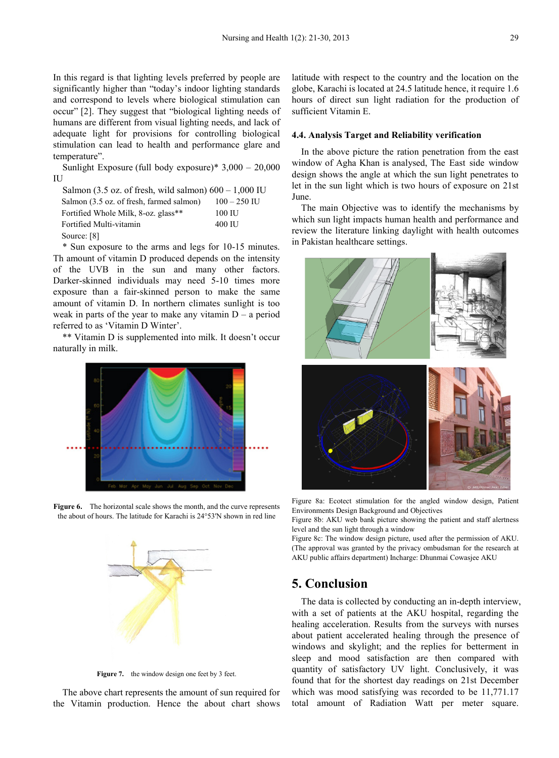In this regard is that lighting levels preferred by people are significantly higher than "today's indoor lighting standards and correspond to levels where biological stimulation can occur" [2]. They suggest that "biological lighting needs of humans are different from visual lighting needs, and lack of adequate light for provisions for controlling biological stimulation can lead to health and performance glare and temperature".

Sunlight Exposure (full body exposure)* 3,000 – 20,000 IU

Salmon (3.5 oz. of fresh, wild salmon) 600 – 1,000 IU

| | |
|---|---|
| Salmon (3.5 oz. of fresh, farmed salmon) | 100 – 250 IU |
| Fortified Whole Milk, 8-oz. glass** | 100 IU |
| Fortified Multi-vitamin | 400 IU |

Source: [8]

* Sun exposure to the arms and legs for 10-15 minutes. Th amount of vitamin D produced depends on the intensity of the UVB in the sun and many other factors. Darker-skinned individuals may need 5-10 times more exposure than a fair-skinned person to make the same amount of vitamin D. In northern climates sunlight is too weak in parts of the year to make any vitamin D – a period referred to as 'Vitamin D Winter'.

** Vitamin D is supplemented into milk. It doesn't occur naturally in milk.

**Figure 6.** The horizontal scale shows the month, and the curve represents the about of hours. The latitude for Karachi is 24°53'N shown in red line

**Figure 7.** the window design one feet by 3 feet.

The above chart represents the amount of sun required for the Vitamin production. Hence the about chart shows latitude with respect to the country and the location on the globe, Karachi is located at 24.5 latitude hence, it require 1.6 hours of direct sun light radiation for the production of sufficient Vitamin E.

### 4.4. Analysis Target and Reliability verification

In the above picture the ration penetration from the east window of Agha Khan is analysed, The East side window design shows the angle at which the sun light penetrates to let in the sun light which is two hours of exposure on 21st June.

The main Objective was to identify the mechanisms by which sun light impacts human health and performance and review the literature linking daylight with health outcomes in Pakistan healthcare settings.

Figure 8a: Ecotect stimulation for the angled window design, Patient Environments Design Background and Objectives

Figure 8b: AKU web bank picture showing the patient and staff alertness level and the sun light through a window

Figure 8c: The window design picture, used after the permission of AKU. (The approval was granted by the privacy ombudsman for the research at AKU public affairs department) Incharge: Dhunmai Cowasjee AKU

## 5. Conclusion

The data is collected by conducting an in-depth interview, with a set of patients at the AKU hospital, regarding the healing acceleration. Results from the surveys with nurses about patient accelerated healing through the presence of windows and skylight; and the replies for betterment in sleep and mood satisfaction are then compared with quantity of satisfactory UV light. Conclusively, it was found that for the shortest day readings on 21st December which was mood satisfying was recorded to be 11,771.17 total amount of Radiation Watt per meter square.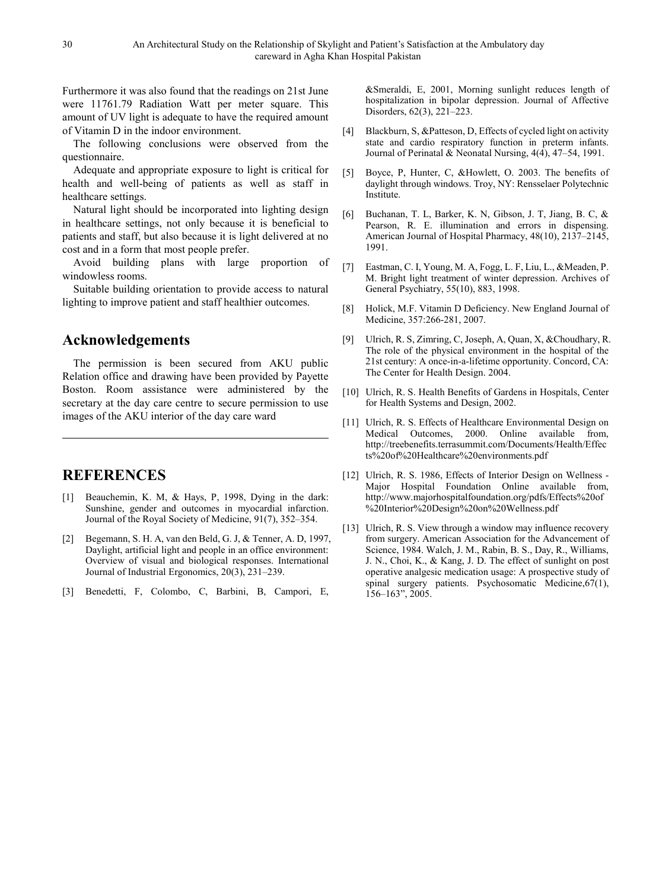Furthermore it was also found that the readings on 21st June were 11761.79 Radiation Watt per meter square. This amount of UV light is adequate to have the required amount of Vitamin D in the indoor environment.

The following conclusions were observed from the questionnaire.

Adequate and appropriate exposure to light is critical for health and well-being of patients as well as staff in healthcare settings.

Natural light should be incorporated into lighting design in healthcare settings, not only because it is beneficial to patients and staff, but also because it is light delivered at no cost and in a form that most people prefer.

Avoid building plans with large proportion of windowless rooms.

Suitable building orientation to provide access to natural lighting to improve patient and staff healthier outcomes.

## Acknowledgements

The permission is been secured from AKU public Relation office and drawing have been provided by Payette Boston. Room assistance were administered by the secretary at the day care centre to secure permission to use images of the AKU interior of the day care ward

## REFERENCES

[1] Beauchemin, K. M, & Hays, P, 1998, Dying in the dark: Sunshine, gender and outcomes in myocardial infarction. Journal of the Royal Society of Medicine, 91(7), 352–354.

[2] Begemann, S. H. A, van den Beld, G. J, & Tenner, A. D, 1997, Daylight, artificial light and people in an office environment: Overview of visual and biological responses. International Journal of Industrial Ergonomics, 20(3), 231–239.

[3] Benedetti, F, Colombo, C, Barbini, B, Campori, E, &Smeraldi, E, 2001, Morning sunlight reduces length of hospitalization in bipolar depression. Journal of Affective Disorders, 62(3), 221–223.

[4] Blackburn, S, &Patteson, D, Effects of cycled light on activity state and cardio respiratory function in preterm infants. Journal of Perinatal & Neonatal Nursing, 4(4), 47–54, 1991.

[5] Boyce, P, Hunter, C, &Howlett, O. 2003. The benefits of daylight through windows. Troy, NY: Rensselaer Polytechnic Institute.

[6] Buchanan, T. L, Barker, K. N, Gibson, J. T, Jiang, B. C, & Pearson, R. E. illumination and errors in dispensing. American Journal of Hospital Pharmacy, 48(10), 2137–2145, 1991.

[7] Eastman, C. I, Young, M. A, Fogg, L. F, Liu, L., &Meaden, P. M. Bright light treatment of winter depression. Archives of General Psychiatry, 55(10), 883, 1998.

[8] Holick, M.F. Vitamin D Deficiency. New England Journal of Medicine, 357:266-281, 2007.

[9] Ulrich, R. S, Zimring, C, Joseph, A, Quan, X, &Choudhary, R. The role of the physical environment in the hospital of the 21st century: A once-in-a-lifetime opportunity. Concord, CA: The Center for Health Design. 2004.

[10] Ulrich, R. S. Health Benefits of Gardens in Hospitals, Center for Health Systems and Design, 2002.

[11] Ulrich, R. S. Effects of Healthcare Environmental Design on Medical Outcomes, 2000. Online available from, http://treebenefits.terrasummit.com/Documents/Health/Effects%20of%20Healthcare%20environments.pdf

[12] Ulrich, R. S. 1986, Effects of Interior Design on Wellness - Major Hospital Foundation Online available from, http://www.majorhospitalfoundation.org/pdfs/Effects%20of%20Interior%20Design%20on%20Wellness.pdf

[13] Ulrich, R. S. View through a window may influence recovery from surgery. American Association for the Advancement of Science, 1984. Walch, J. M., Rabin, B. S., Day, R., Williams, J. N., Choi, K., & Kang, J. D. The effect of sunlight on post operative analgesic medication usage: A prospective study of spinal surgery patients. Psychosomatic Medicine,67(1), 156–163", 2005.